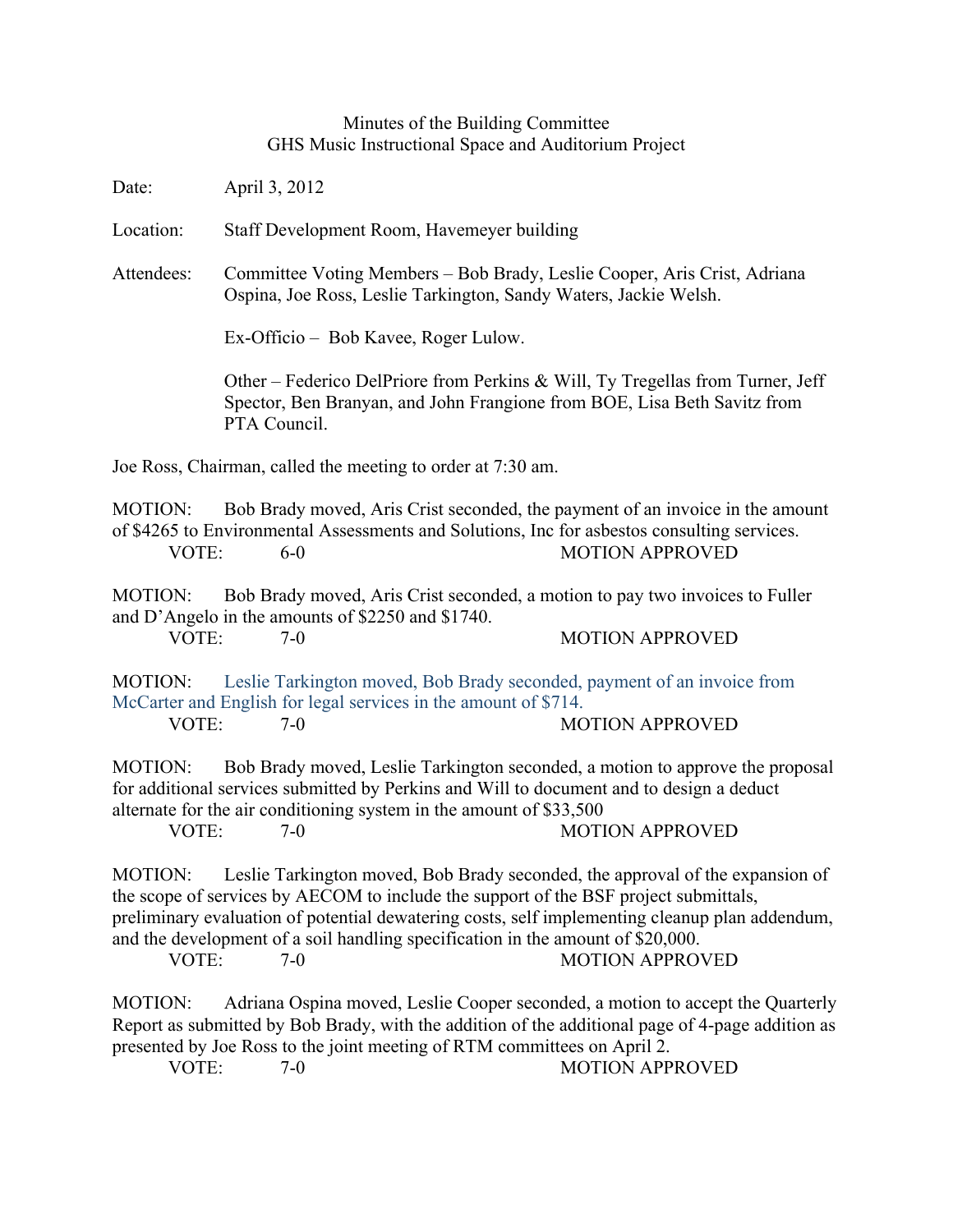Minutes of the Building Committee
GHS Music Instructional Space and Auditorium Project

Date: April 3, 2012

Location: Staff Development Room, Havemeyer building

Attendees: Committee Voting Members – Bob Brady, Leslie Cooper, Aris Crist, Adriana Ospina, Joe Ross, Leslie Tarkington, Sandy Waters, Jackie Welsh.

Ex-Officio – Bob Kavee, Roger Lulow.

Other – Federico DelPriore from Perkins & Will, Ty Tregellas from Turner, Jeff Spector, Ben Branyan, and John Frangione from BOE, Lisa Beth Savitz from PTA Council.

Joe Ross, Chairman, called the meeting to order at 7:30 am.

MOTION: Bob Brady moved, Aris Crist seconded, the payment of an invoice in the amount of $4265 to Environmental Assessments and Solutions, Inc for asbestos consulting services.
VOTE: 6-0 MOTION APPROVED

MOTION: Bob Brady moved, Aris Crist seconded, a motion to pay two invoices to Fuller and D'Angelo in the amounts of $2250 and $1740.
VOTE: 7-0 MOTION APPROVED

MOTION: Leslie Tarkington moved, Bob Brady seconded, payment of an invoice from McCarter and English for legal services in the amount of $714.
VOTE: 7-0 MOTION APPROVED

MOTION: Bob Brady moved, Leslie Tarkington seconded, a motion to approve the proposal for additional services submitted by Perkins and Will to document and to design a deduct alternate for the air conditioning system in the amount of $33,500
VOTE: 7-0 MOTION APPROVED

MOTION: Leslie Tarkington moved, Bob Brady seconded, the approval of the expansion of the scope of services by AECOM to include the support of the BSF project submittals, preliminary evaluation of potential dewatering costs, self implementing cleanup plan addendum, and the development of a soil handling specification in the amount of $20,000.
VOTE: 7-0 MOTION APPROVED

MOTION: Adriana Ospina moved, Leslie Cooper seconded, a motion to accept the Quarterly Report as submitted by Bob Brady, with the addition of the additional page of 4-page addition as presented by Joe Ross to the joint meeting of RTM committees on April 2.
VOTE: 7-0 MOTION APPROVED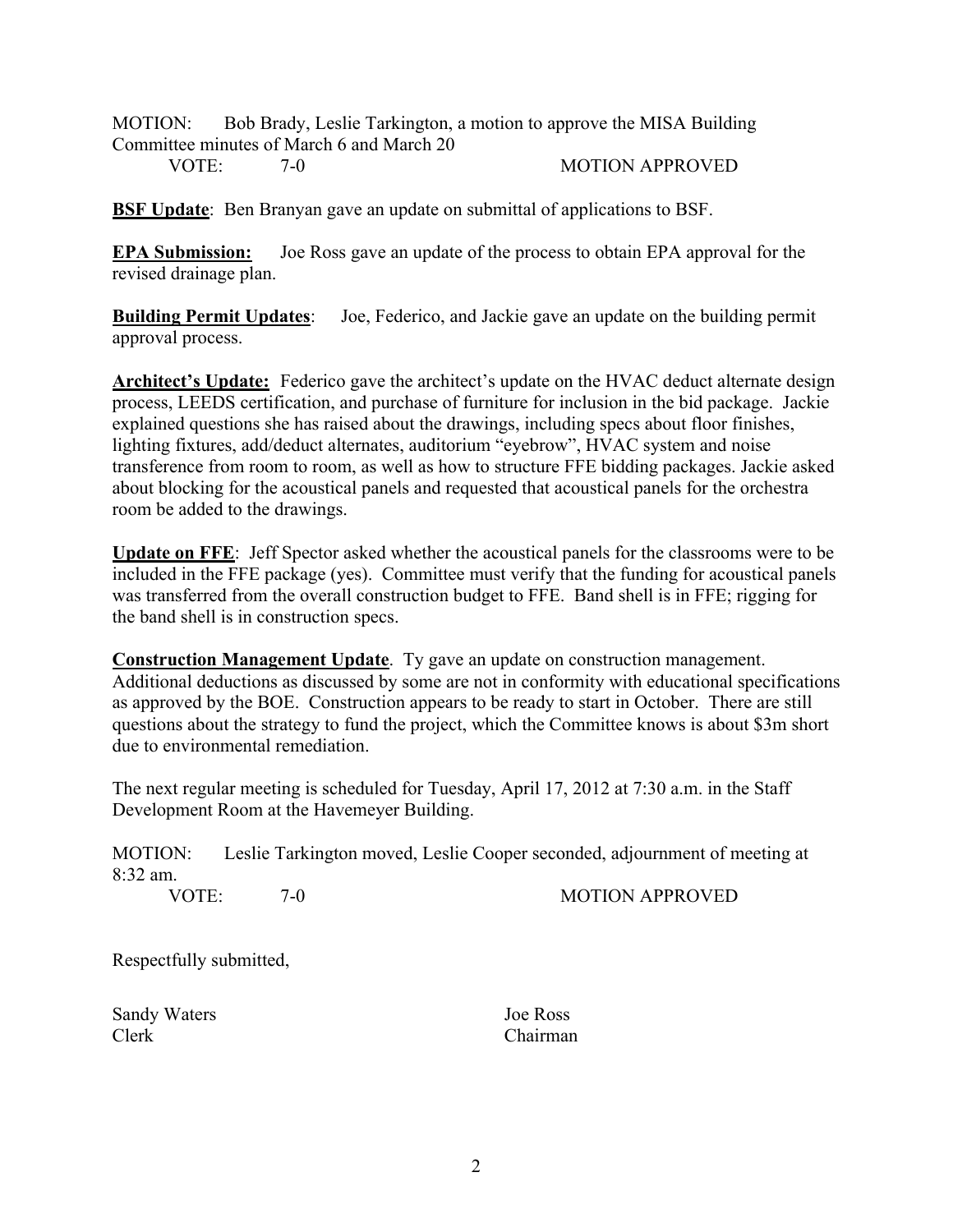MOTION: Bob Brady, Leslie Tarkington, a motion to approve the MISA Building Committee minutes of March 6 and March 20

VOTE: 7-0 MOTION APPROVED

**BSF Update**: Ben Branyan gave an update on submittal of applications to BSF.

**EPA Submission:** Joe Ross gave an update of the process to obtain EPA approval for the revised drainage plan.

**Building Permit Updates**: Joe, Federico, and Jackie gave an update on the building permit approval process.

**Architect's Update:** Federico gave the architect's update on the HVAC deduct alternate design process, LEEDS certification, and purchase of furniture for inclusion in the bid package. Jackie explained questions she has raised about the drawings, including specs about floor finishes, lighting fixtures, add/deduct alternates, auditorium "eyebrow", HVAC system and noise transference from room to room, as well as how to structure FFE bidding packages. Jackie asked about blocking for the acoustical panels and requested that acoustical panels for the orchestra room be added to the drawings.

**Update on FFE**: Jeff Spector asked whether the acoustical panels for the classrooms were to be included in the FFE package (yes). Committee must verify that the funding for acoustical panels was transferred from the overall construction budget to FFE. Band shell is in FFE; rigging for the band shell is in construction specs.

**Construction Management Update**. Ty gave an update on construction management. Additional deductions as discussed by some are not in conformity with educational specifications as approved by the BOE. Construction appears to be ready to start in October. There are still questions about the strategy to fund the project, which the Committee knows is about $3m short due to environmental remediation.

The next regular meeting is scheduled for Tuesday, April 17, 2012 at 7:30 a.m. in the Staff Development Room at the Havemeyer Building.

MOTION: Leslie Tarkington moved, Leslie Cooper seconded, adjournment of meeting at 8:32 am.

VOTE: 7-0 MOTION APPROVED

Respectfully submitted,

Sandy Waters
Clerk

Joe Ross
Chairman